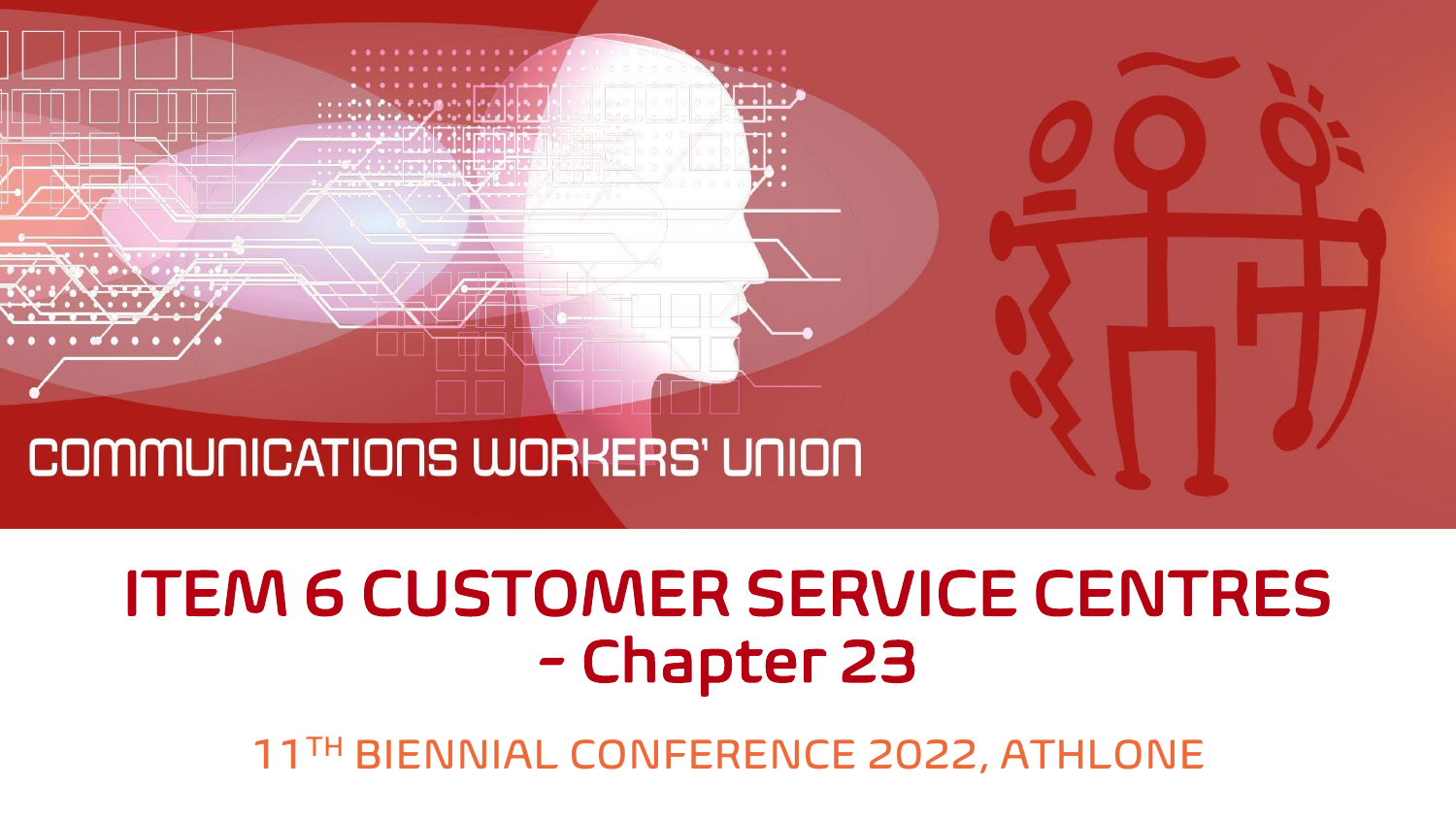COMMUNICATIONS WORKERS' UNION

# ITEM 6 CUSTOMER SERVICE CENTRES - Chapter 23

11TH BIENNIAL CONFERENCE 2022, ATHLONE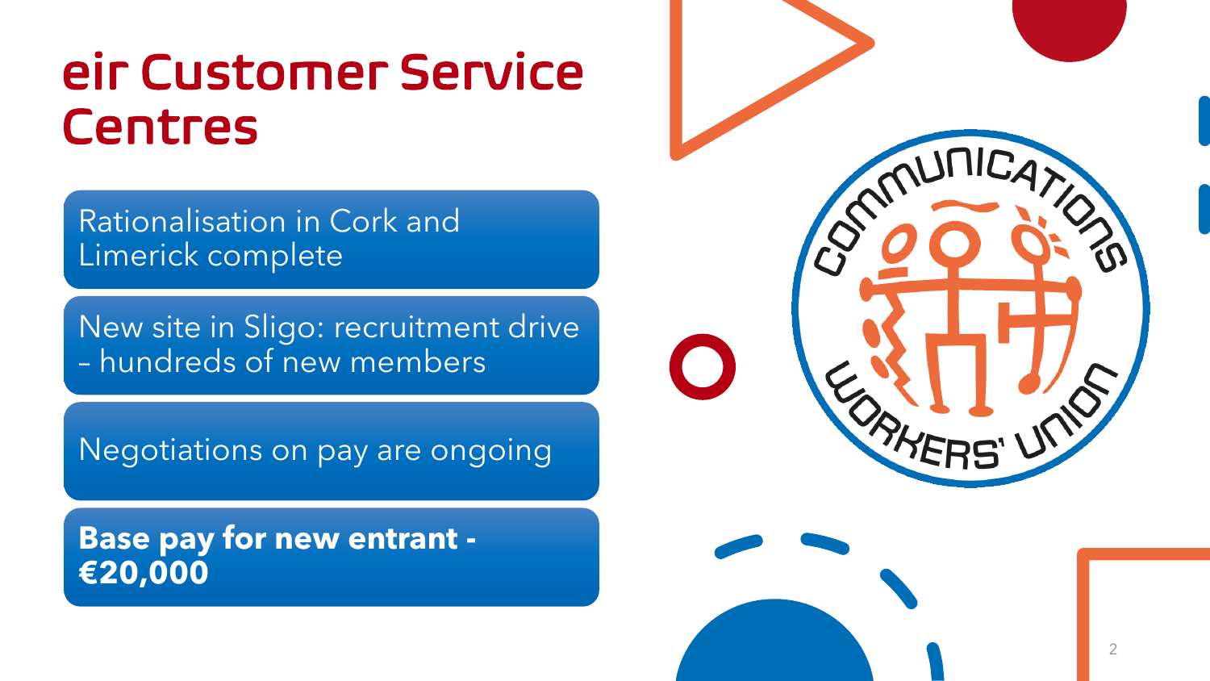# eir Customer Service Centres

- Rationalisation in Cork and Limerick complete
- New site in Sligo: recruitment drive – hundreds of new members
- Negotiations on pay are ongoing
- **Base pay for new entrant - €20,000**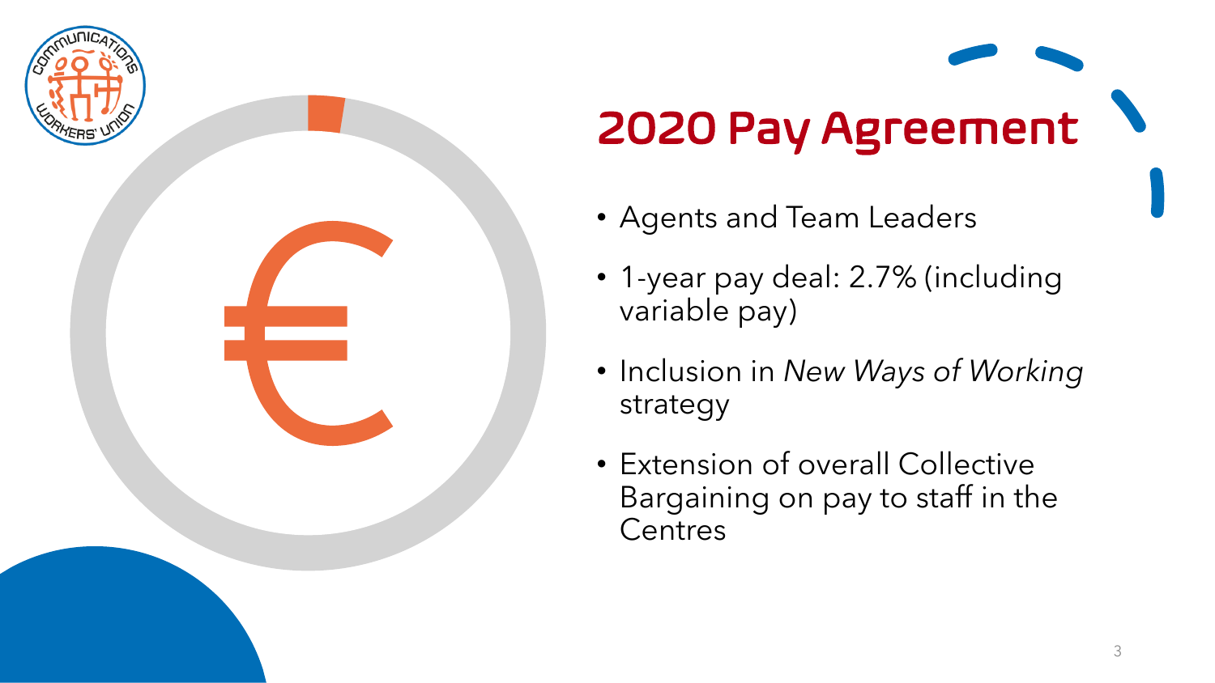# 2020 Pay Agreement

- Agents and Team Leaders
- 1-year pay deal: 2.7% (including variable pay)
- Inclusion in *New Ways of Working* strategy
- Extension of overall Collective Bargaining on pay to staff in the Centres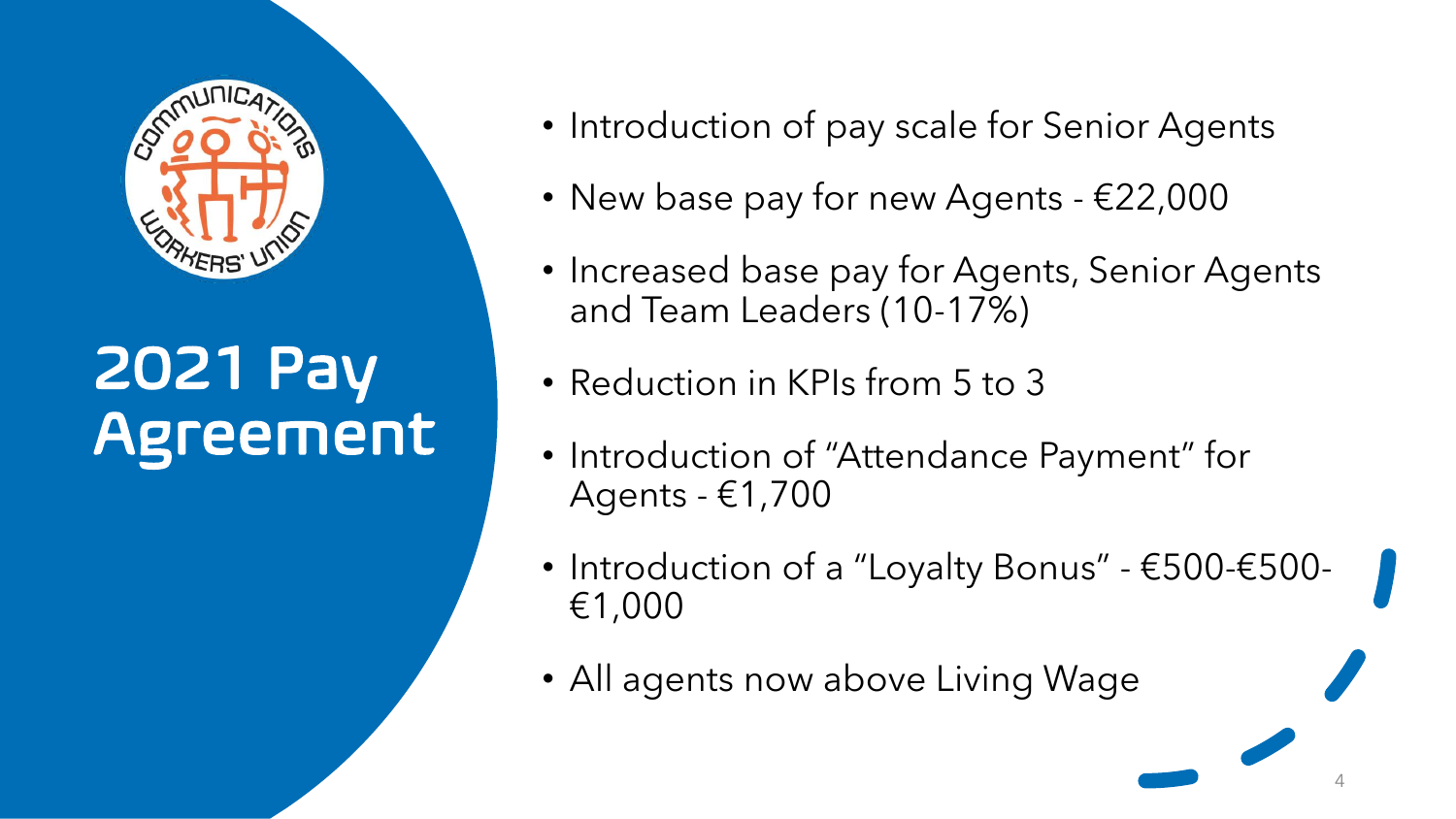# 2021 Pay Agreement

- Introduction of pay scale for Senior Agents
- New base pay for new Agents - €22,000
- Increased base pay for Agents, Senior Agents and Team Leaders (10-17%)
- Reduction in KPIs from 5 to 3
- Introduction of "Attendance Payment" for Agents - €1,700
- Introduction of a "Loyalty Bonus" - €500-€500-€1,000
- All agents now above Living Wage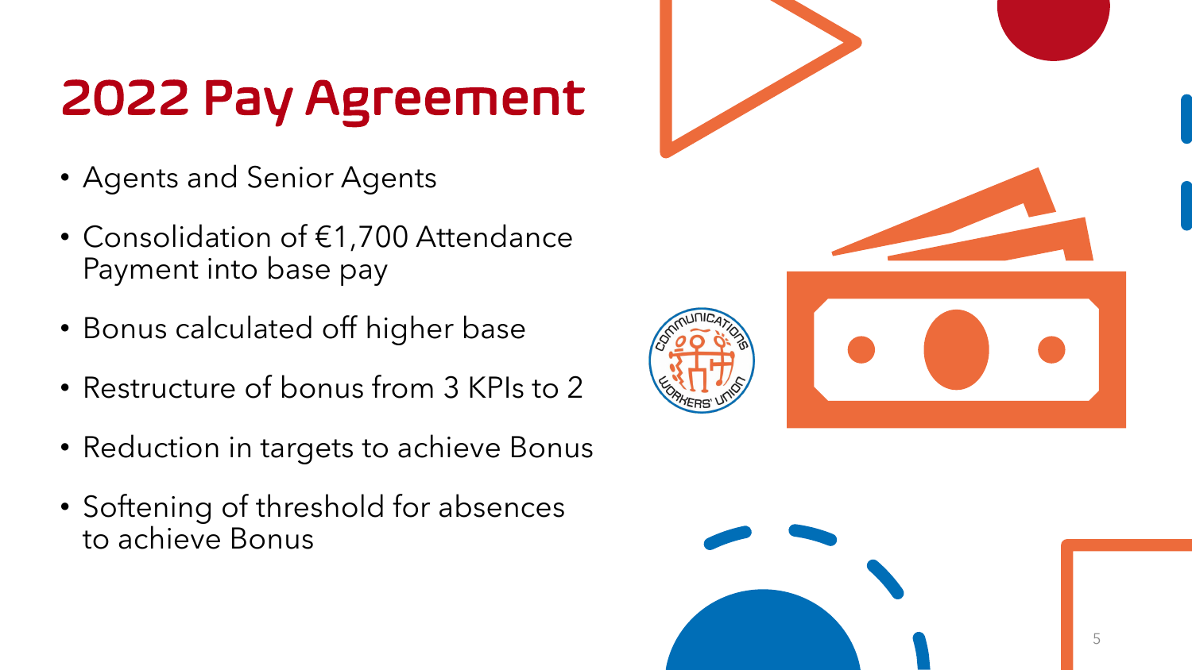# 2022 Pay Agreement

- Agents and Senior Agents
- Consolidation of €1,700 Attendance Payment into base pay
- Bonus calculated off higher base
- Restructure of bonus from 3 KPIs to 2
- Reduction in targets to achieve Bonus
- Softening of threshold for absences to achieve Bonus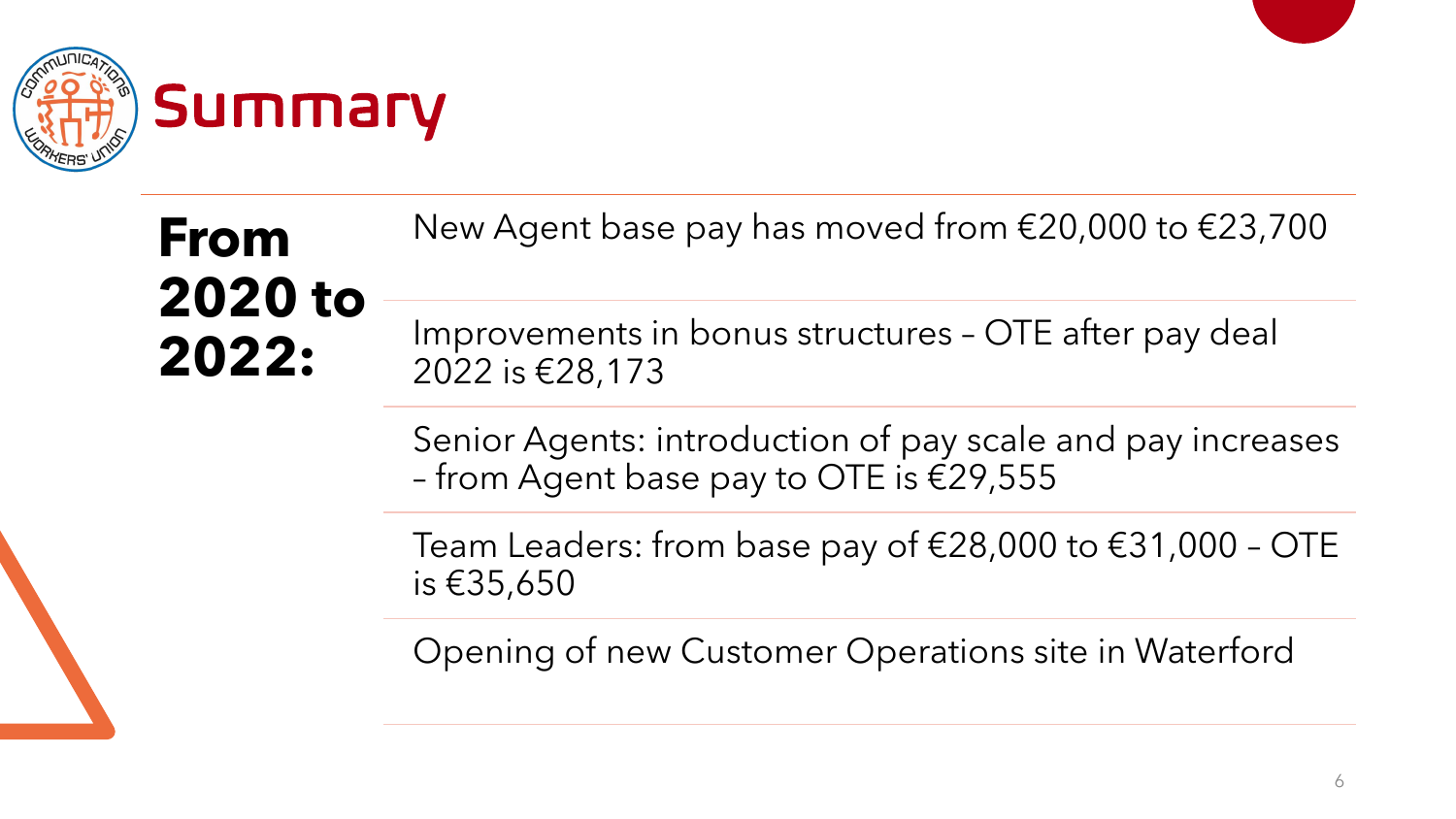# Summary

**From 2020 to 2022:**

- New Agent base pay has moved from €20,000 to €23,700
- Improvements in bonus structures – OTE after pay deal 2022 is €28,173
- Senior Agents: introduction of pay scale and pay increases – from Agent base pay to OTE is €29,555
- Team Leaders: from base pay of €28,000 to €31,000 – OTE is €35,650
- Opening of new Customer Operations site in Waterford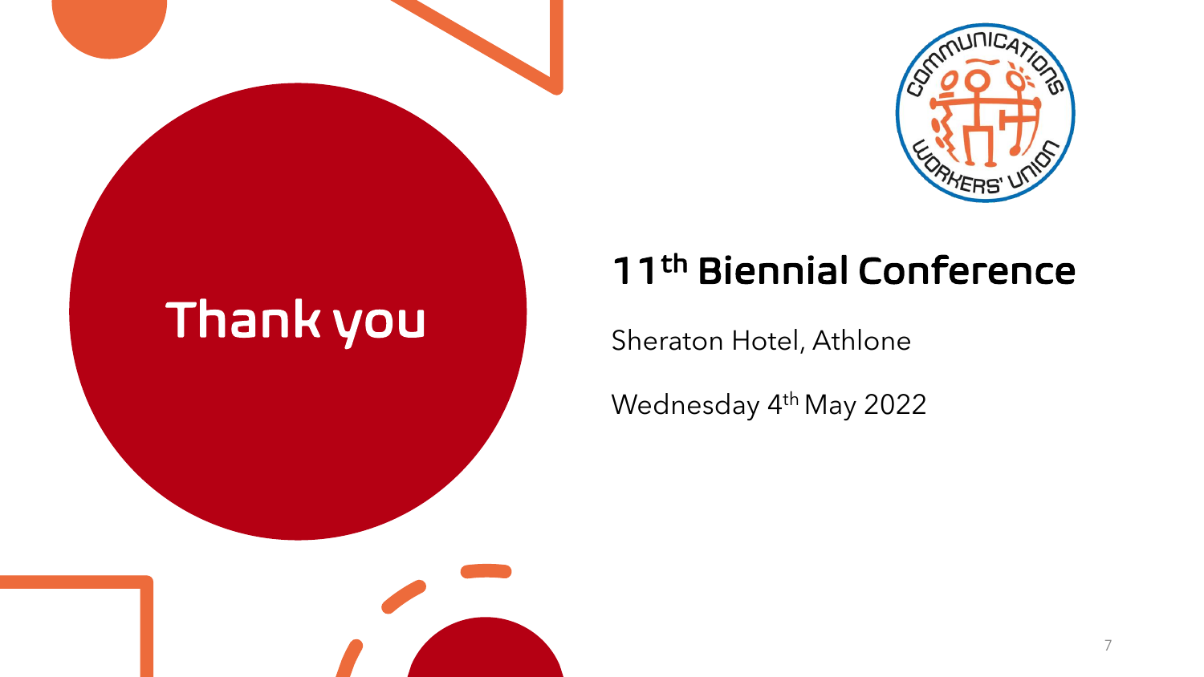# Thank you

## 11th Biennial Conference

Sheraton Hotel, Athlone

Wednesday 4th May 2022